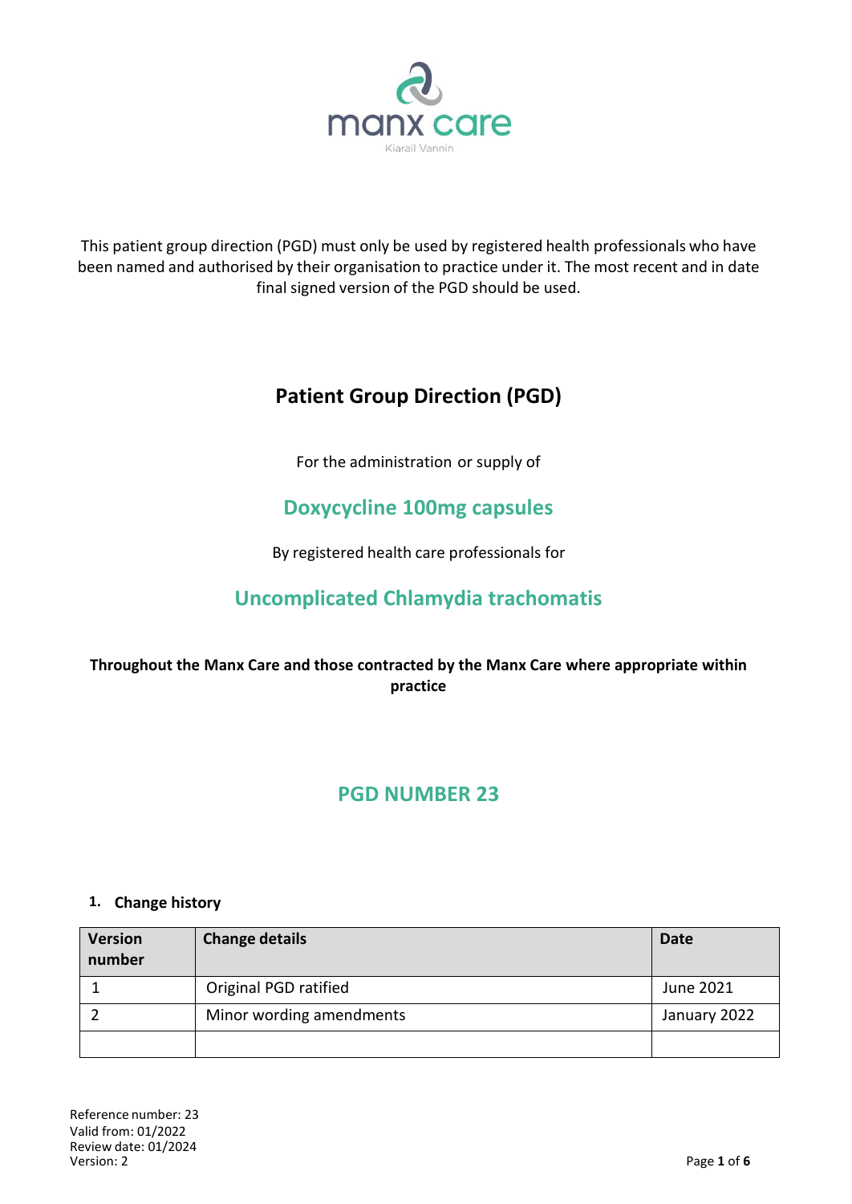manx care

Kiarail Vannin

This patient group direction (PGD) must only be used by registered health professionals who have been named and authorised by their organisation to practice under it. The most recent and in date final signed version of the PGD should be used.

# Patient Group Direction (PGD)

For the administration or supply of

## Doxycycline 100mg capsules

By registered health care professionals for

## Uncomplicated Chlamydia trachomatis

**Throughout the Manx Care and those contracted by the Manx Care where appropriate within practice**

## PGD NUMBER 23

### 1. Change history

| Version number | Change details | Date |
|---|---|---|
| 1 | Original PGD ratified | June 2021 |
| 2 | Minor wording amendments | January 2022 |
| | | |

Reference number: 23
Valid from: 01/2022
Review date: 01/2024
Version: 2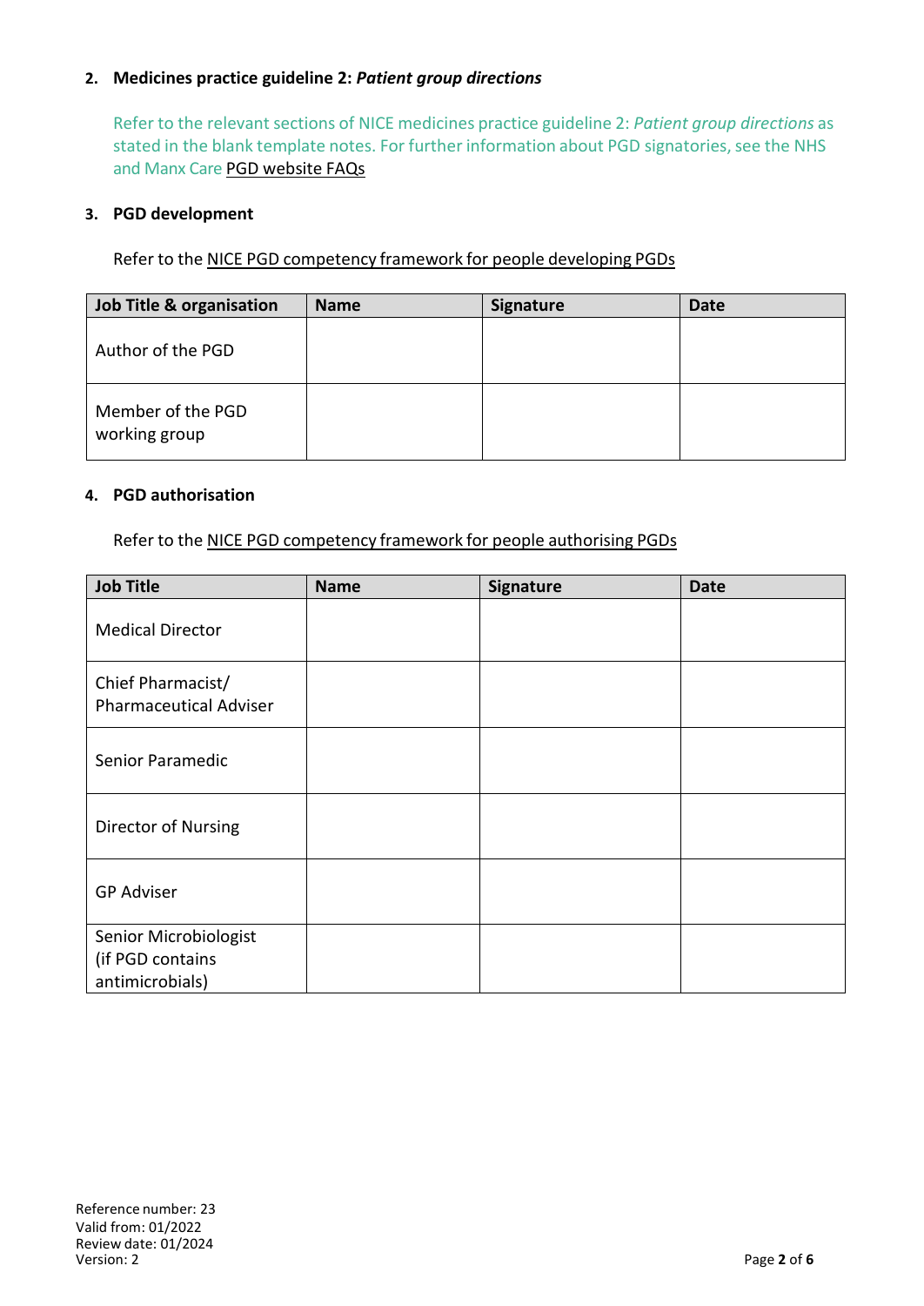## 2. Medicines practice guideline 2: *Patient group directions*

Refer to the relevant sections of NICE medicines practice guideline 2: *Patient group directions* as stated in the blank template notes. For further information about PGD signatories, see the NHS and Manx Care PGD website FAQs

## 3. PGD development

Refer to the NICE PGD competency framework for people developing PGDs

| Job Title & organisation | Name | Signature | Date |
|---|---|---|---|
| Author of the PGD | | | |
| Member of the PGD working group | | | |

## 4. PGD authorisation

Refer to the NICE PGD competency framework for people authorising PGDs

| Job Title | Name | Signature | Date |
|---|---|---|---|
| Medical Director | | | |
| Chief Pharmacist/ Pharmaceutical Adviser | | | |
| Senior Paramedic | | | |
| Director of Nursing | | | |
| GP Adviser | | | |
| Senior Microbiologist (if PGD contains antimicrobials) | | | |

Reference number: 23
Valid from: 01/2022
Review date: 01/2024
Version: 2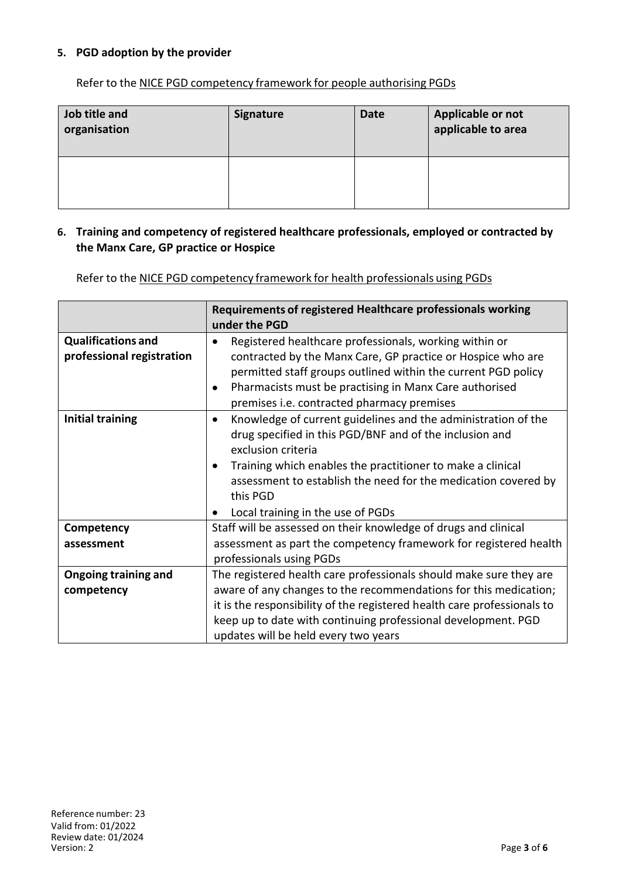**5. PGD adoption by the provider**

Refer to the NICE PGD competency framework for people authorising PGDs

| Job title and organisation | Signature | Date | Applicable or not applicable to area |
|---|---|---|---|
| | | | |

**6. Training and competency of registered healthcare professionals, employed or contracted by the Manx Care, GP practice or Hospice**

Refer to the NICE PGD competency framework for health professionals using PGDs

| | Requirements of registered Healthcare professionals working under the PGD |
|---|---|
| **Qualifications and professional registration** | • Registered healthcare professionals, working within or contracted by the Manx Care, GP practice or Hospice who are permitted staff groups outlined within the current PGD policy<br>• Pharmacists must be practising in Manx Care authorised premises i.e. contracted pharmacy premises |
| **Initial training** | • Knowledge of current guidelines and the administration of the drug specified in this PGD/BNF and of the inclusion and exclusion criteria<br>• Training which enables the practitioner to make a clinical assessment to establish the need for the medication covered by this PGD<br>• Local training in the use of PGDs |
| **Competency assessment** | Staff will be assessed on their knowledge of drugs and clinical assessment as part the competency framework for registered health professionals using PGDs |
| **Ongoing training and competency** | The registered health care professionals should make sure they are aware of any changes to the recommendations for this medication; it is the responsibility of the registered health care professionals to keep up to date with continuing professional development. PGD updates will be held every two years |

Reference number: 23
Valid from: 01/2022
Review date: 01/2024
Version: 2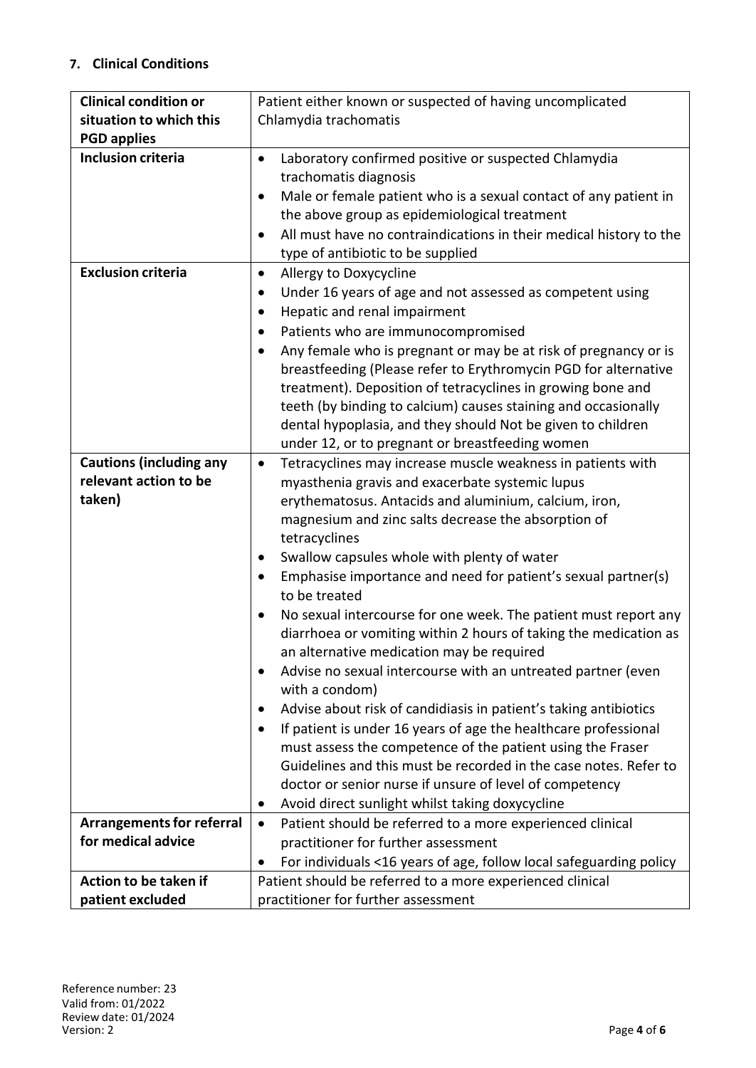## 7. Clinical Conditions

| | |
|---|---|
| **Clinical condition or situation to which this PGD applies** | Patient either known or suspected of having uncomplicated Chlamydia trachomatis |
| **Inclusion criteria** | • Laboratory confirmed positive or suspected Chlamydia trachomatis diagnosis<br>• Male or female patient who is a sexual contact of any patient in the above group as epidemiological treatment<br>• All must have no contraindications in their medical history to the type of antibiotic to be supplied |
| **Exclusion criteria** | • Allergy to Doxycycline<br>• Under 16 years of age and not assessed as competent using<br>• Hepatic and renal impairment<br>• Patients who are immunocompromised<br>• Any female who is pregnant or may be at risk of pregnancy or is breastfeeding (Please refer to Erythromycin PGD for alternative treatment). Deposition of tetracyclines in growing bone and teeth (by binding to calcium) causes staining and occasionally dental hypoplasia, and they should Not be given to children under 12, or to pregnant or breastfeeding women |
| **Cautions (including any relevant action to be taken)** | • Tetracyclines may increase muscle weakness in patients with myasthenia gravis and exacerbate systemic lupus erythematosus. Antacids and aluminium, calcium, iron, magnesium and zinc salts decrease the absorption of tetracyclines<br>• Swallow capsules whole with plenty of water<br>• Emphasise importance and need for patient's sexual partner(s) to be treated<br>• No sexual intercourse for one week. The patient must report any diarrhoea or vomiting within 2 hours of taking the medication as an alternative medication may be required<br>• Advise no sexual intercourse with an untreated partner (even with a condom)<br>• Advise about risk of candidiasis in patient's taking antibiotics<br>• If patient is under 16 years of age the healthcare professional must assess the competence of the patient using the Fraser Guidelines and this must be recorded in the case notes. Refer to doctor or senior nurse if unsure of level of competency<br>• Avoid direct sunlight whilst taking doxycycline |
| **Arrangements for referral for medical advice** | • Patient should be referred to a more experienced clinical practitioner for further assessment<br>• For individuals <16 years of age, follow local safeguarding policy |
| **Action to be taken if patient excluded** | Patient should be referred to a more experienced clinical practitioner for further assessment |

Reference number: 23
Valid from: 01/2022
Review date: 01/2024
Version: 2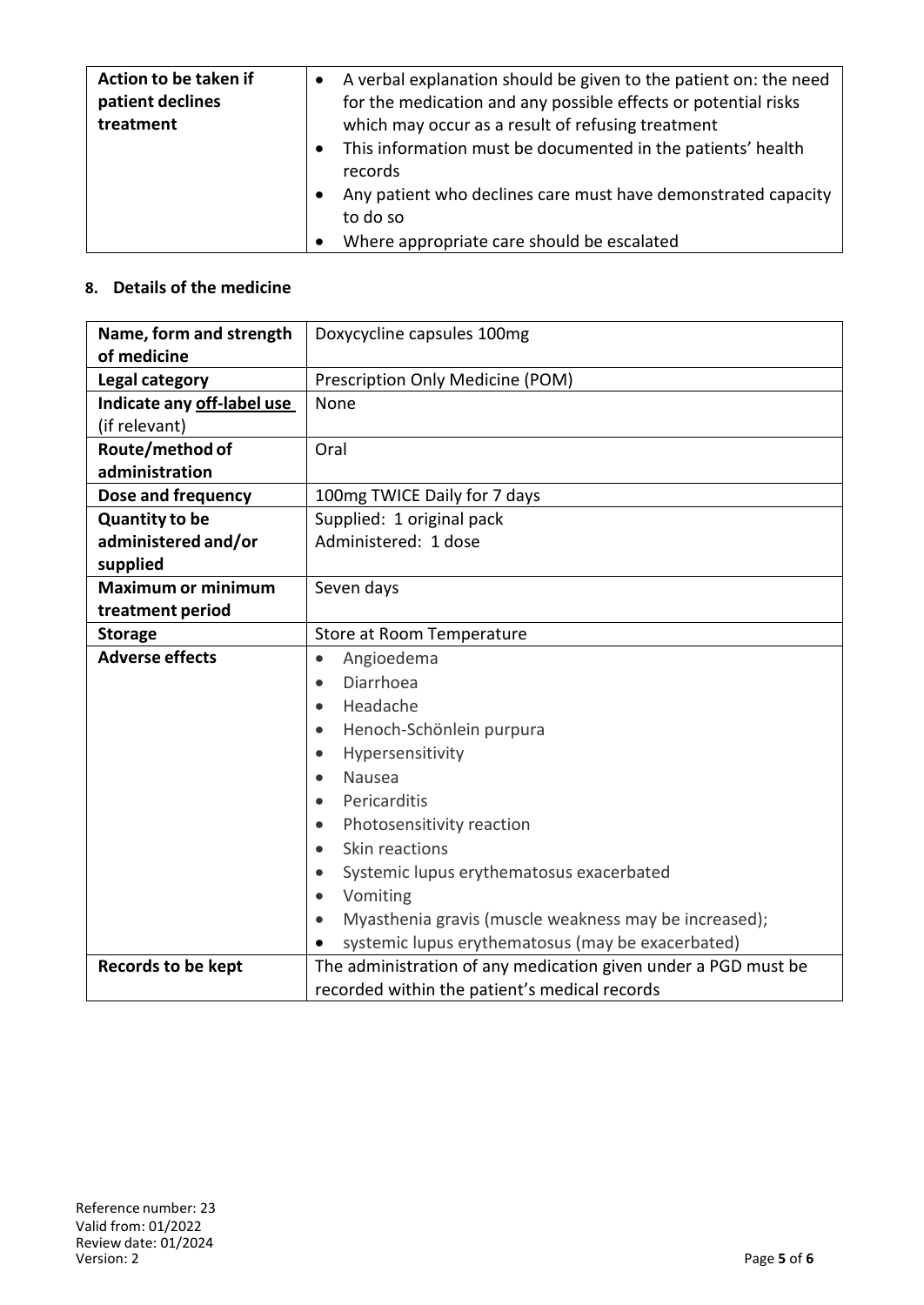| Action to be taken if patient declines treatment | • A verbal explanation should be given to the patient on: the need for the medication and any possible effects or potential risks which may occur as a result of refusing treatment<br>• This information must be documented in the patients' health records<br>• Any patient who declines care must have demonstrated capacity to do so<br>• Where appropriate care should be escalated |
|---|---|

## 8. Details of the medicine

| Name, form and strength of medicine | Doxycycline capsules 100mg |
|---|---|
| **Legal category** | Prescription Only Medicine (POM) |
| **Indicate any off-label use (if relevant)** | None |
| **Route/method of administration** | Oral |
| **Dose and frequency** | 100mg TWICE Daily for 7 days |
| **Quantity to be administered and/or supplied** | Supplied: 1 original pack<br>Administered: 1 dose |
| **Maximum or minimum treatment period** | Seven days |
| **Storage** | Store at Room Temperature |
| **Adverse effects** | • Angioedema<br>• Diarrhoea<br>• Headache<br>• Henoch-Schönlein purpura<br>• Hypersensitivity<br>• Nausea<br>• Pericarditis<br>• Photosensitivity reaction<br>• Skin reactions<br>• Systemic lupus erythematosus exacerbated<br>• Vomiting<br>• Myasthenia gravis (muscle weakness may be increased);<br>• systemic lupus erythematosus (may be exacerbated) |
| **Records to be kept** | The administration of any medication given under a PGD must be recorded within the patient's medical records |

Reference number: 23
Valid from: 01/2022
Review date: 01/2024
Version: 2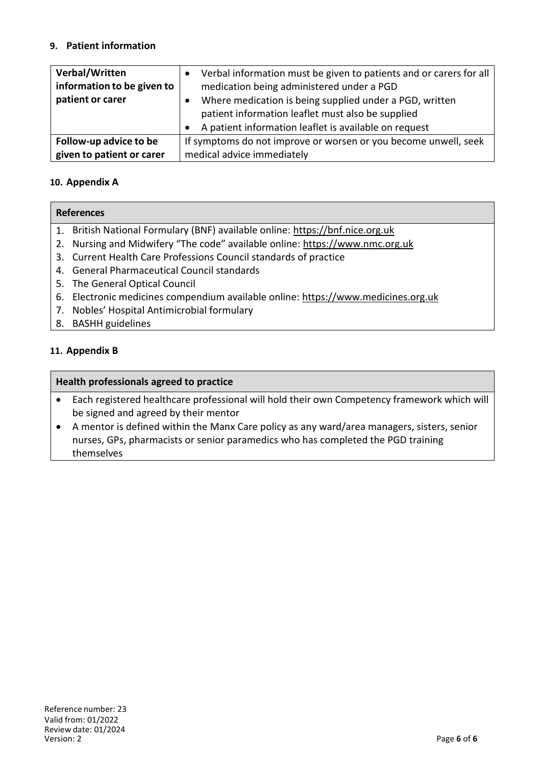## 9. Patient information

| | |
|---|---|
| **Verbal/Written information to be given to patient or carer** | • Verbal information must be given to patients and or carers for all medication being administered under a PGD<br>• Where medication is being supplied under a PGD, written patient information leaflet must also be supplied<br>• A patient information leaflet is available on request |
| **Follow-up advice to be given to patient or carer** | If symptoms do not improve or worsen or you become unwell, seek medical advice immediately |

## 10. Appendix A

| **References** |
|---|
| 1. British National Formulary (BNF) available online: https://bnf.nice.org.uk<br>2. Nursing and Midwifery "The code" available online: https://www.nmc.org.uk<br>3. Current Health Care Professions Council standards of practice<br>4. General Pharmaceutical Council standards<br>5. The General Optical Council<br>6. Electronic medicines compendium available online: https://www.medicines.org.uk<br>7. Nobles' Hospital Antimicrobial formulary<br>8. BASHH guidelines |

## 11. Appendix B

| **Health professionals agreed to practice** |
|---|
| • Each registered healthcare professional will hold their own Competency framework which will be signed and agreed by their mentor<br>• A mentor is defined within the Manx Care policy as any ward/area managers, sisters, senior nurses, GPs, pharmacists or senior paramedics who has completed the PGD training themselves |

Reference number: 23
Valid from: 01/2022
Review date: 01/2024
Version: 2